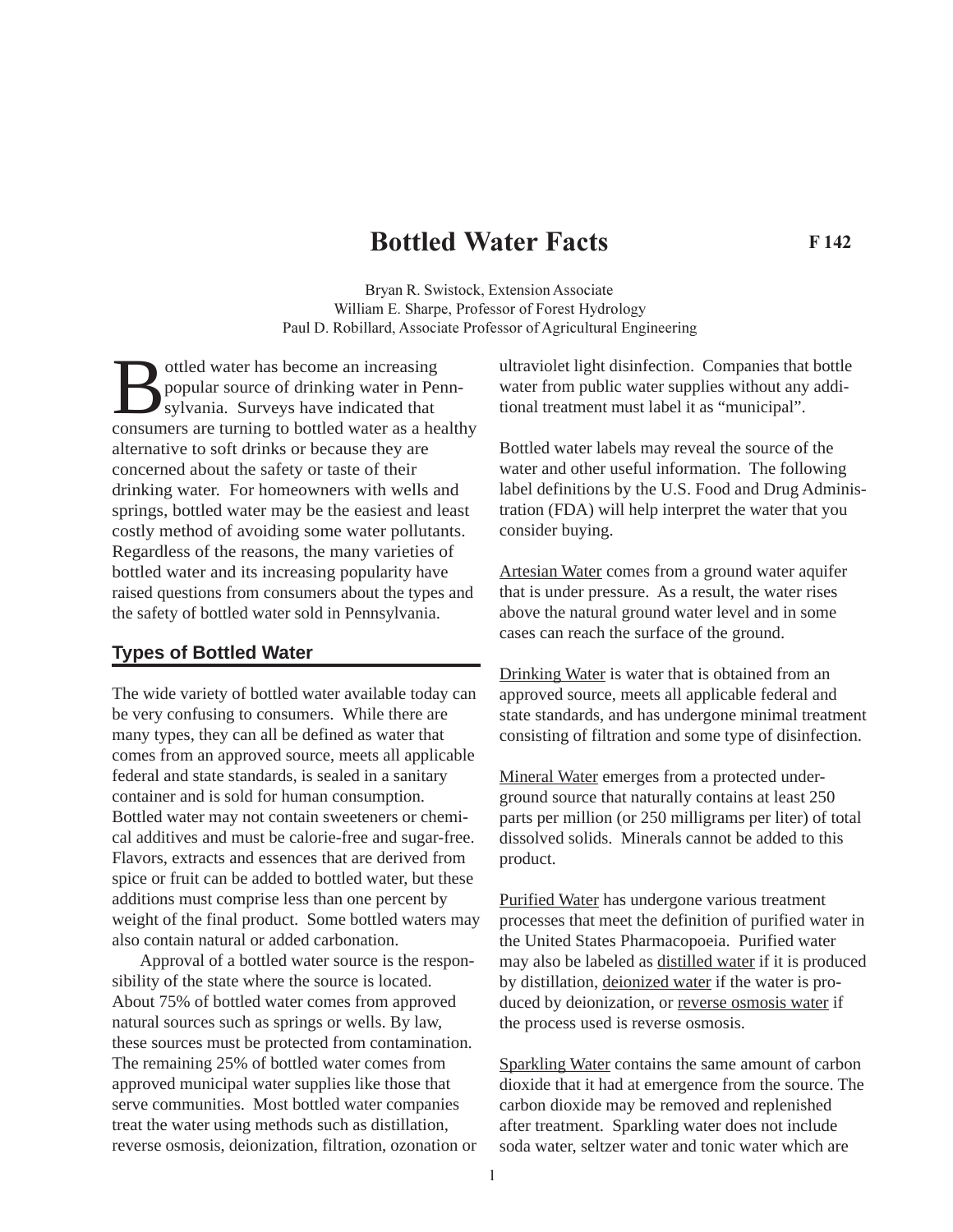# Bottled Water Facts

**F 142**

Bryan R. Swistock, Extension Associate
William E. Sharpe, Professor of Forest Hydrology
Paul D. Robillard, Associate Professor of Agricultural Engineering

Bottled water has become an increasing popular source of drinking water in Pennsylvania. Surveys have indicated that consumers are turning to bottled water as a healthy alternative to soft drinks or because they are concerned about the safety or taste of their drinking water. For homeowners with wells and springs, bottled water may be the easiest and least costly method of avoiding some water pollutants. Regardless of the reasons, the many varieties of bottled water and its increasing popularity have raised questions from consumers about the types and the safety of bottled water sold in Pennsylvania.

## Types of Bottled Water

The wide variety of bottled water available today can be very confusing to consumers. While there are many types, they can all be defined as water that comes from an approved source, meets all applicable federal and state standards, is sealed in a sanitary container and is sold for human consumption. Bottled water may not contain sweeteners or chemical additives and must be calorie-free and sugar-free. Flavors, extracts and essences that are derived from spice or fruit can be added to bottled water, but these additions must comprise less than one percent by weight of the final product. Some bottled waters may also contain natural or added carbonation.

Approval of a bottled water source is the responsibility of the state where the source is located. About 75% of bottled water comes from approved natural sources such as springs or wells. By law, these sources must be protected from contamination. The remaining 25% of bottled water comes from approved municipal water supplies like those that serve communities. Most bottled water companies treat the water using methods such as distillation, reverse osmosis, deionization, filtration, ozonation or ultraviolet light disinfection. Companies that bottle water from public water supplies without any additional treatment must label it as "municipal".

Bottled water labels may reveal the source of the water and other useful information. The following label definitions by the U.S. Food and Drug Administration (FDA) will help interpret the water that you consider buying.

Artesian Water comes from a ground water aquifer that is under pressure. As a result, the water rises above the natural ground water level and in some cases can reach the surface of the ground.

Drinking Water is water that is obtained from an approved source, meets all applicable federal and state standards, and has undergone minimal treatment consisting of filtration and some type of disinfection.

Mineral Water emerges from a protected underground source that naturally contains at least 250 parts per million (or 250 milligrams per liter) of total dissolved solids. Minerals cannot be added to this product.

Purified Water has undergone various treatment processes that meet the definition of purified water in the United States Pharmacopoeia. Purified water may also be labeled as distilled water if it is produced by distillation, deionized water if the water is produced by deionization, or reverse osmosis water if the process used is reverse osmosis.

Sparkling Water contains the same amount of carbon dioxide that it had at emergence from the source. The carbon dioxide may be removed and replenished after treatment. Sparkling water does not include soda water, seltzer water and tonic water which are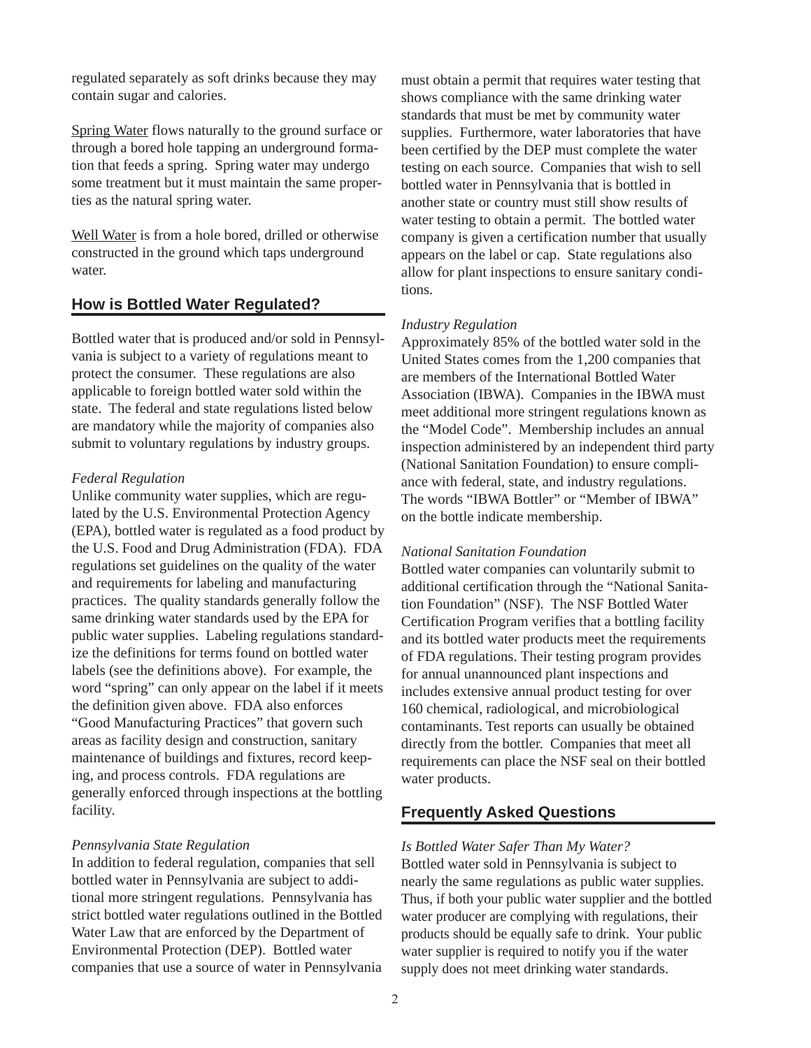regulated separately as soft drinks because they may contain sugar and calories.

Spring Water flows naturally to the ground surface or through a bored hole tapping an underground formation that feeds a spring. Spring water may undergo some treatment but it must maintain the same properties as the natural spring water.

Well Water is from a hole bored, drilled or otherwise constructed in the ground which taps underground water.

## How is Bottled Water Regulated?

Bottled water that is produced and/or sold in Pennsylvania is subject to a variety of regulations meant to protect the consumer. These regulations are also applicable to foreign bottled water sold within the state. The federal and state regulations listed below are mandatory while the majority of companies also submit to voluntary regulations by industry groups.

*Federal Regulation*

Unlike community water supplies, which are regulated by the U.S. Environmental Protection Agency (EPA), bottled water is regulated as a food product by the U.S. Food and Drug Administration (FDA). FDA regulations set guidelines on the quality of the water and requirements for labeling and manufacturing practices. The quality standards generally follow the same drinking water standards used by the EPA for public water supplies. Labeling regulations standardize the definitions for terms found on bottled water labels (see the definitions above). For example, the word "spring" can only appear on the label if it meets the definition given above. FDA also enforces "Good Manufacturing Practices" that govern such areas as facility design and construction, sanitary maintenance of buildings and fixtures, record keeping, and process controls. FDA regulations are generally enforced through inspections at the bottling facility.

*Pennsylvania State Regulation*

In addition to federal regulation, companies that sell bottled water in Pennsylvania are subject to additional more stringent regulations. Pennsylvania has strict bottled water regulations outlined in the Bottled Water Law that are enforced by the Department of Environmental Protection (DEP). Bottled water companies that use a source of water in Pennsylvania must obtain a permit that requires water testing that shows compliance with the same drinking water standards that must be met by community water supplies. Furthermore, water laboratories that have been certified by the DEP must complete the water testing on each source. Companies that wish to sell bottled water in Pennsylvania that is bottled in another state or country must still show results of water testing to obtain a permit. The bottled water company is given a certification number that usually appears on the label or cap. State regulations also allow for plant inspections to ensure sanitary conditions.

*Industry Regulation*

Approximately 85% of the bottled water sold in the United States comes from the 1,200 companies that are members of the International Bottled Water Association (IBWA). Companies in the IBWA must meet additional more stringent regulations known as the "Model Code". Membership includes an annual inspection administered by an independent third party (National Sanitation Foundation) to ensure compliance with federal, state, and industry regulations. The words "IBWA Bottler" or "Member of IBWA" on the bottle indicate membership.

*National Sanitation Foundation*

Bottled water companies can voluntarily submit to additional certification through the "National Sanitation Foundation" (NSF). The NSF Bottled Water Certification Program verifies that a bottling facility and its bottled water products meet the requirements of FDA regulations. Their testing program provides for annual unannounced plant inspections and includes extensive annual product testing for over 160 chemical, radiological, and microbiological contaminants. Test reports can usually be obtained directly from the bottler. Companies that meet all requirements can place the NSF seal on their bottled water products.

## Frequently Asked Questions

*Is Bottled Water Safer Than My Water?*

Bottled water sold in Pennsylvania is subject to nearly the same regulations as public water supplies. Thus, if both your public water supplier and the bottled water producer are complying with regulations, their products should be equally safe to drink. Your public water supplier is required to notify you if the water supply does not meet drinking water standards.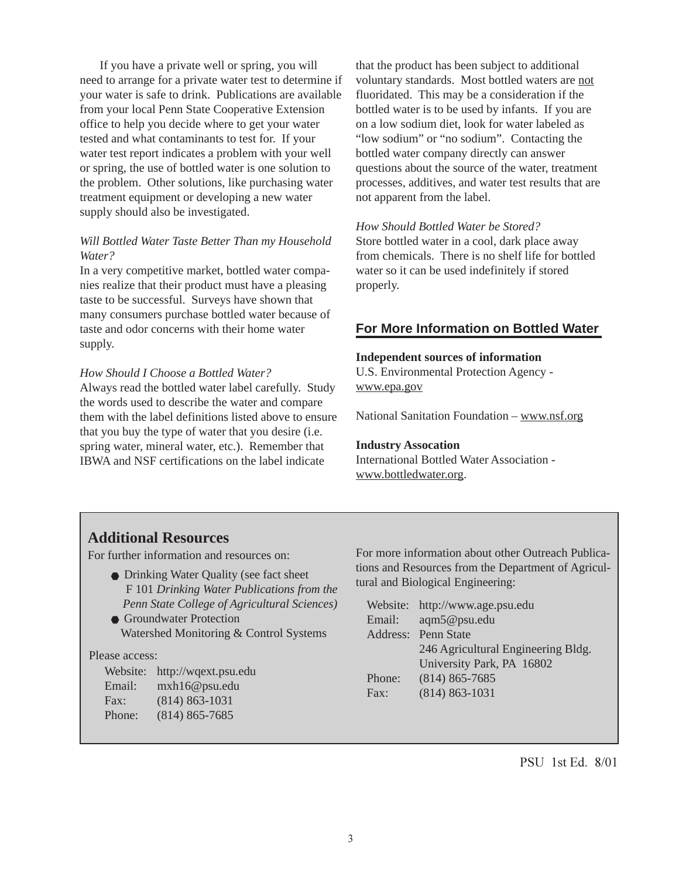If you have a private well or spring, you will need to arrange for a private water test to determine if your water is safe to drink. Publications are available from your local Penn State Cooperative Extension office to help you decide where to get your water tested and what contaminants to test for. If your water test report indicates a problem with your well or spring, the use of bottled water is one solution to the problem. Other solutions, like purchasing water treatment equipment or developing a new water supply should also be investigated.

*Will Bottled Water Taste Better Than my Household Water?*

In a very competitive market, bottled water companies realize that their product must have a pleasing taste to be successful. Surveys have shown that many consumers purchase bottled water because of taste and odor concerns with their home water supply.

*How Should I Choose a Bottled Water?*

Always read the bottled water label carefully. Study the words used to describe the water and compare them with the label definitions listed above to ensure that you buy the type of water that you desire (i.e. spring water, mineral water, etc.). Remember that IBWA and NSF certifications on the label indicate that the product has been subject to additional voluntary standards. Most bottled waters are not fluoridated. This may be a consideration if the bottled water is to be used by infants. If you are on a low sodium diet, look for water labeled as "low sodium" or "no sodium". Contacting the bottled water company directly can answer questions about the source of the water, treatment processes, additives, and water test results that are not apparent from the label.

*How Should Bottled Water be Stored?*

Store bottled water in a cool, dark place away from chemicals. There is no shelf life for bottled water so it can be used indefinitely if stored properly.

## For More Information on Bottled Water

**Independent sources of information**

U.S. Environmental Protection Agency - www.epa.gov

National Sanitation Foundation – www.nsf.org

**Industry Assocation**

International Bottled Water Association - www.bottledwater.org.

## Additional Resources

For further information and resources on:

- Drinking Water Quality (see fact sheet F 101 *Drinking Water Publications from the Penn State College of Agricultural Sciences)*
- Groundwater Protection
  Watershed Monitoring & Control Systems

Please access:

Website: http://wqext.psu.edu
Email: mxh16@psu.edu
Fax: (814) 863-1031
Phone: (814) 865-7685

For more information about other Outreach Publications and Resources from the Department of Agricultural and Biological Engineering:

Website: http://www.age.psu.edu
Email: aqm5@psu.edu
Address: Penn State
246 Agricultural Engineering Bldg.
University Park, PA 16802
Phone: (814) 865-7685
Fax: (814) 863-1031

PSU 1st Ed. 8/01